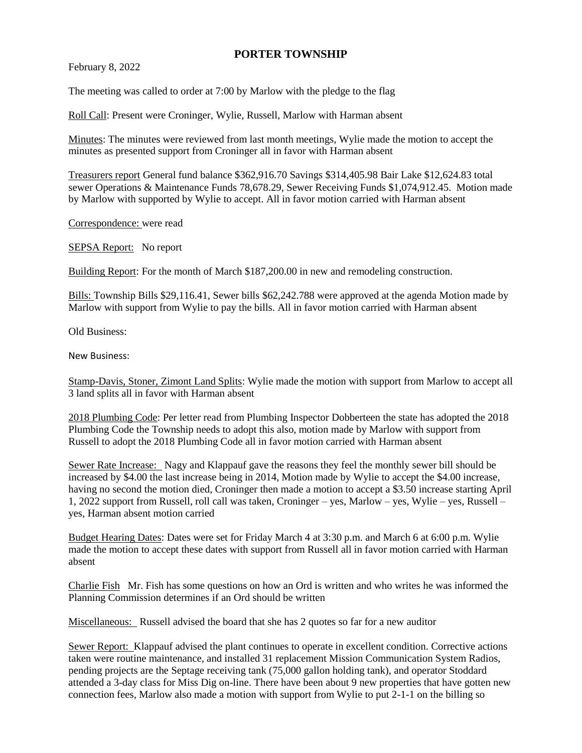# PORTER TOWNSHIP

February 8, 2022

The meeting was called to order at 7:00 by Marlow with the pledge to the flag

Roll Call: Present were Croninger, Wylie, Russell, Marlow with Harman absent

Minutes: The minutes were reviewed from last month meetings, Wylie made the motion to accept the minutes as presented support from Croninger all in favor with Harman absent

Treasurers report General fund balance $362,916.70 Savings $314,405.98 Bair Lake $12,624.83 total sewer Operations & Maintenance Funds 78,678.29, Sewer Receiving Funds $1,074,912.45. Motion made by Marlow with supported by Wylie to accept. All in favor motion carried with Harman absent

Correspondence: were read

SEPSA Report: No report

Building Report: For the month of March $187,200.00 in new and remodeling construction.

Bills: Township Bills $29,116.41, Sewer bills $62,242.788 were approved at the agenda Motion made by Marlow with support from Wylie to pay the bills. All in favor motion carried with Harman absent

Old Business:

New Business:

Stamp-Davis, Stoner, Zimont Land Splits: Wylie made the motion with support from Marlow to accept all 3 land splits all in favor with Harman absent

2018 Plumbing Code: Per letter read from Plumbing Inspector Dobberteen the state has adopted the 2018 Plumbing Code the Township needs to adopt this also, motion made by Marlow with support from Russell to adopt the 2018 Plumbing Code all in favor motion carried with Harman absent

Sewer Rate Increase: Nagy and Klappauf gave the reasons they feel the monthly sewer bill should be increased by $4.00 the last increase being in 2014, Motion made by Wylie to accept the $4.00 increase, having no second the motion died, Croninger then made a motion to accept a $3.50 increase starting April 1, 2022 support from Russell, roll call was taken, Croninger – yes, Marlow – yes, Wylie – yes, Russell – yes, Harman absent motion carried

Budget Hearing Dates: Dates were set for Friday March 4 at 3:30 p.m. and March 6 at 6:00 p.m. Wylie made the motion to accept these dates with support from Russell all in favor motion carried with Harman absent

Charlie Fish Mr. Fish has some questions on how an Ord is written and who writes he was informed the Planning Commission determines if an Ord should be written

Miscellaneous: Russell advised the board that she has 2 quotes so far for a new auditor

Sewer Report: Klappauf advised the plant continues to operate in excellent condition. Corrective actions taken were routine maintenance, and installed 31 replacement Mission Communication System Radios, pending projects are the Septage receiving tank (75,000 gallon holding tank), and operator Stoddard attended a 3-day class for Miss Dig on-line. There have been about 9 new properties that have gotten new connection fees, Marlow also made a motion with support from Wylie to put 2-1-1 on the billing so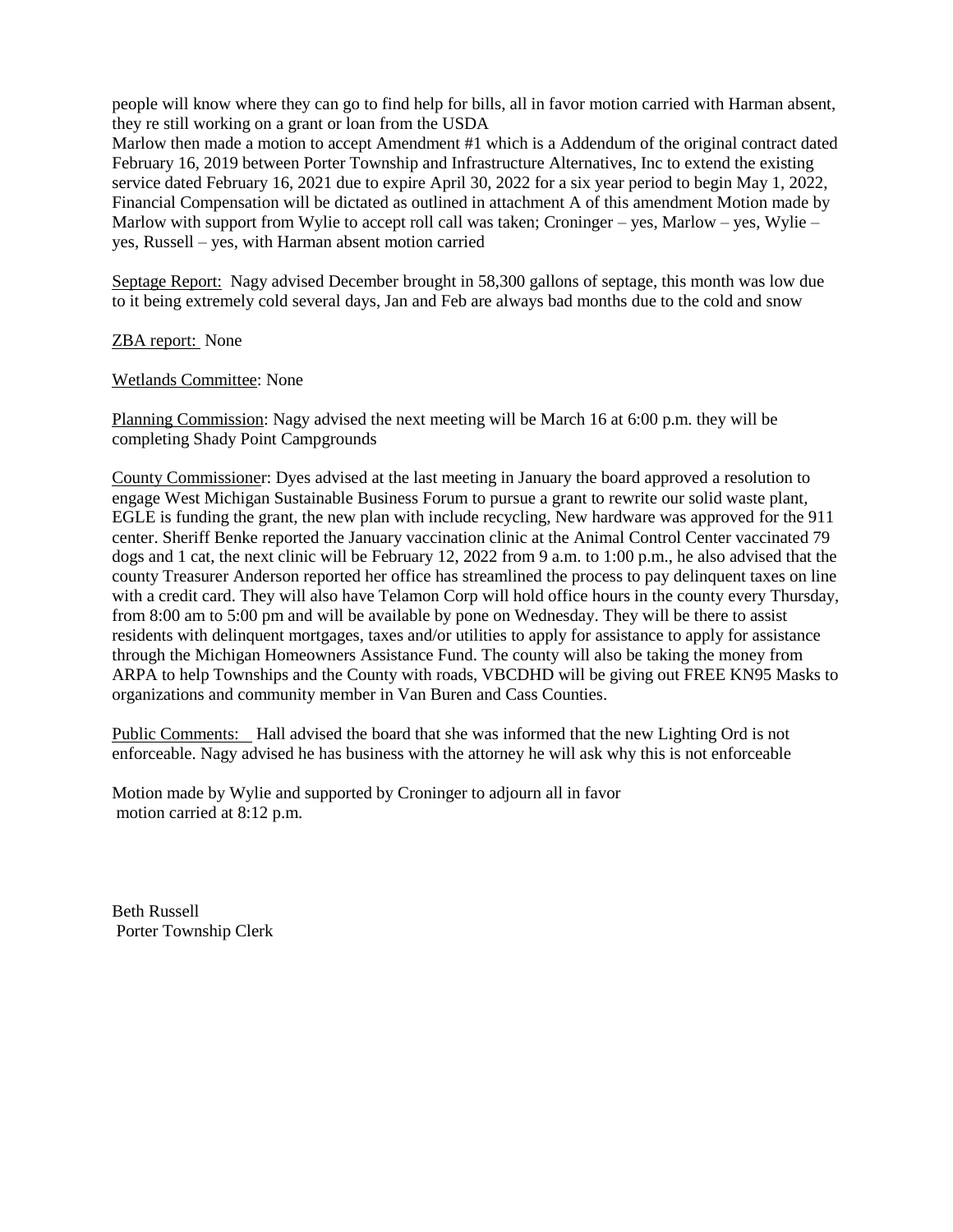people will know where they can go to find help for bills, all in favor motion carried with Harman absent, they re still working on a grant or loan from the USDA
Marlow then made a motion to accept Amendment #1 which is a Addendum of the original contract dated February 16, 2019 between Porter Township and Infrastructure Alternatives, Inc to extend the existing service dated February 16, 2021 due to expire April 30, 2022 for a six year period to begin May 1, 2022, Financial Compensation will be dictated as outlined in attachment A of this amendment Motion made by Marlow with support from Wylie to accept roll call was taken; Croninger – yes, Marlow – yes, Wylie – yes, Russell – yes, with Harman absent motion carried

Septage Report: Nagy advised December brought in 58,300 gallons of septage, this month was low due to it being extremely cold several days, Jan and Feb are always bad months due to the cold and snow

ZBA report: None

Wetlands Committee: None

Planning Commission: Nagy advised the next meeting will be March 16 at 6:00 p.m. they will be completing Shady Point Campgrounds

County Commissioner: Dyes advised at the last meeting in January the board approved a resolution to engage West Michigan Sustainable Business Forum to pursue a grant to rewrite our solid waste plant, EGLE is funding the grant, the new plan with include recycling, New hardware was approved for the 911 center. Sheriff Benke reported the January vaccination clinic at the Animal Control Center vaccinated 79 dogs and 1 cat, the next clinic will be February 12, 2022 from 9 a.m. to 1:00 p.m., he also advised that the county Treasurer Anderson reported her office has streamlined the process to pay delinquent taxes on line with a credit card. They will also have Telamon Corp will hold office hours in the county every Thursday, from 8:00 am to 5:00 pm and will be available by pone on Wednesday. They will be there to assist residents with delinquent mortgages, taxes and/or utilities to apply for assistance to apply for assistance through the Michigan Homeowners Assistance Fund. The county will also be taking the money from ARPA to help Townships and the County with roads, VBCDHD will be giving out FREE KN95 Masks to organizations and community member in Van Buren and Cass Counties.

Public Comments: Hall advised the board that she was informed that the new Lighting Ord is not enforceable. Nagy advised he has business with the attorney he will ask why this is not enforceable

Motion made by Wylie and supported by Croninger to adjourn all in favor
motion carried at 8:12 p.m.

Beth Russell
Porter Township Clerk